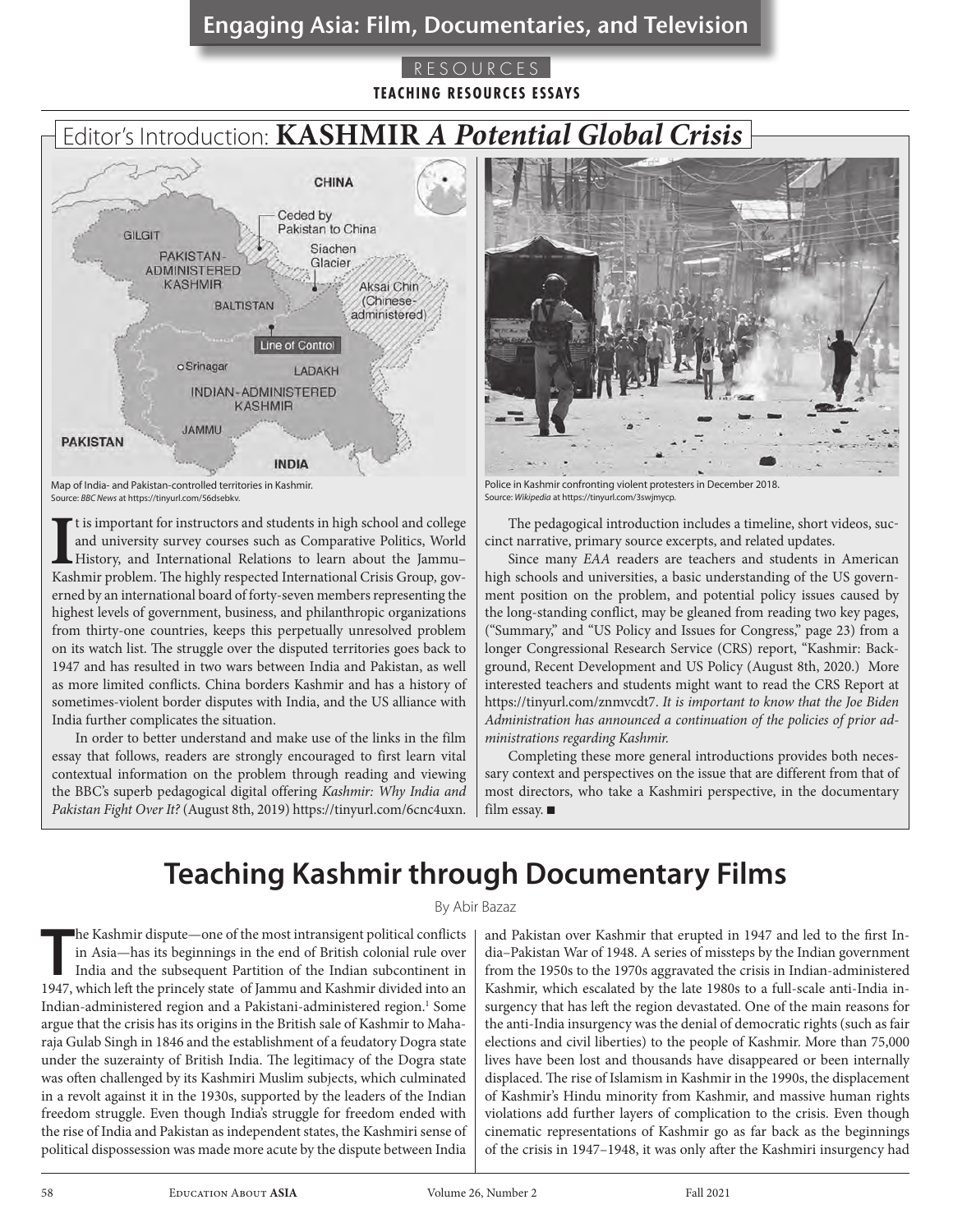# Engaging Asia: Film, Documentaries, and Television

RESOURCES

**TEACHING RESOURCES ESSAYS**

## Editor's Introduction: **KASHMIR *A Potential Global Crisis***

Map of India- and Pakistan-controlled territories in Kashmir.
Source: *BBC News* at https://tinyurl.com/56dsebkv.

Police in Kashmir confronting violent protesters in December 2018.
Source: *Wikipedia* at https://tinyurl.com/3swjmycp.

It is important for instructors and students in high school and college and university survey courses such as Comparative Politics, World History, and International Relations to learn about the Jammu–Kashmir problem. The highly respected International Crisis Group, governed by an international board of forty-seven members representing the highest levels of government, business, and philanthropic organizations from thirty-one countries, keeps this perpetually unresolved problem on its watch list. The struggle over the disputed territories goes back to 1947 and has resulted in two wars between India and Pakistan, as well as more limited conflicts. China borders Kashmir and has a history of sometimes-violent border disputes with India, and the US alliance with India further complicates the situation.

In order to better understand and make use of the links in the film essay that follows, readers are strongly encouraged to first learn vital contextual information on the problem through reading and viewing the BBC's superb pedagogical digital offering *Kashmir: Why India and Pakistan Fight Over It?* (August 8th, 2019) https://tinyurl.com/6cnc4uxn.

The pedagogical introduction includes a timeline, short videos, succinct narrative, primary source excerpts, and related updates.

Since many *EAA* readers are teachers and students in American high schools and universities, a basic understanding of the US government position on the problem, and potential policy issues caused by the long-standing conflict, may be gleaned from reading two key pages, ("Summary," and "US Policy and Issues for Congress," page 23) from a longer Congressional Research Service (CRS) report, "Kashmir: Background, Recent Development and US Policy (August 8th, 2020.) More interested teachers and students might want to read the CRS Report at https://tinyurl.com/znmvcdt7. *It is important to know that the Joe Biden Administration has announced a continuation of the policies of prior administrations regarding Kashmir.*

Completing these more general introductions provides both necessary context and perspectives on the issue that are different from that of most directors, who take a Kashmiri perspective, in the documentary film essay. ■

# Teaching Kashmir through Documentary Films

By Abir Bazaz

The Kashmir dispute—one of the most intransigent political conflicts in Asia—has its beginnings in the end of British colonial rule over India and the subsequent Partition of the Indian subcontinent in 1947, which left the princely state of Jammu and Kashmir divided into an Indian-administered region and a Pakistani-administered region.[1] Some argue that the crisis has its origins in the British sale of Kashmir to Maharaja Gulab Singh in 1846 and the establishment of a feudatory Dogra state under the suzerainty of British India. The legitimacy of the Dogra state was often challenged by its Kashmiri Muslim subjects, which culminated in a revolt against it in the 1930s, supported by the leaders of the Indian freedom struggle. Even though India's struggle for freedom ended with the rise of India and Pakistan as independent states, the Kashmiri sense of political dispossession was made more acute by the dispute between India and Pakistan over Kashmir that erupted in 1947 and led to the first India–Pakistan War of 1948. A series of missteps by the Indian government from the 1950s to the 1970s aggravated the crisis in Indian-administered Kashmir, which escalated by the late 1980s to a full-scale anti-India insurgency that has left the region devastated. One of the main reasons for the anti-India insurgency was the denial of democratic rights (such as fair elections and civil liberties) to the people of Kashmir. More than 75,000 lives have been lost and thousands have disappeared or been internally displaced. The rise of Islamism in Kashmir in the 1990s, the displacement of Kashmir's Hindu minority from Kashmir, and massive human rights violations add further layers of complication to the crisis. Even though cinematic representations of Kashmir go as far back as the beginnings of the crisis in 1947–1948, it was only after the Kashmiri insurgency had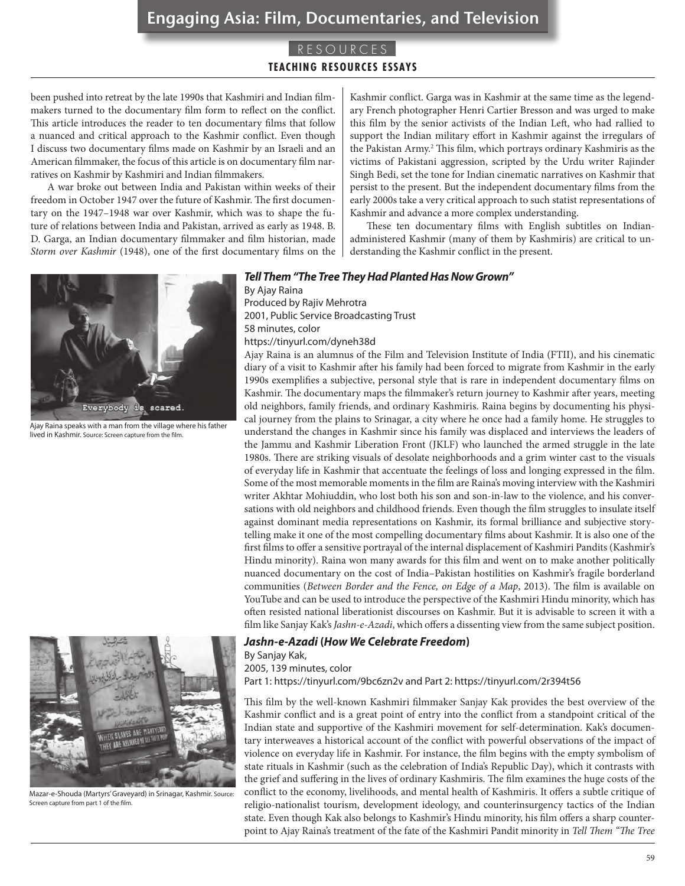been pushed into retreat by the late 1990s that Kashmiri and Indian filmmakers turned to the documentary film form to reflect on the conflict. This article introduces the reader to ten documentary films that follow a nuanced and critical approach to the Kashmir conflict. Even though I discuss two documentary films made on Kashmir by an Israeli and an American filmmaker, the focus of this article is on documentary film narratives on Kashmir by Kashmiri and Indian filmmakers.

A war broke out between India and Pakistan within weeks of their freedom in October 1947 over the future of Kashmir. The first documentary on the 1947–1948 war over Kashmir, which was to shape the future of relations between India and Pakistan, arrived as early as 1948. B. D. Garga, an Indian documentary filmmaker and film historian, made *Storm over Kashmir* (1948), one of the first documentary films on the Kashmir conflict. Garga was in Kashmir at the same time as the legendary French photographer Henri Cartier Bresson and was urged to make this film by the senior activists of the Indian Left, who had rallied to support the Indian military effort in Kashmir against the irregulars of the Pakistan Army.[2] This film, which portrays ordinary Kashmiris as the victims of Pakistani aggression, scripted by the Urdu writer Rajinder Singh Bedi, set the tone for Indian cinematic narratives on Kashmir that persist to the present. But the independent documentary films from the early 2000s take a very critical approach to such statist representations of Kashmir and advance a more complex understanding.

These ten documentary films with English subtitles on Indian-administered Kashmir (many of them by Kashmiris) are critical to understanding the Kashmir conflict in the present.

Ajay Raina speaks with a man from the village where his father lived in Kashmir. Source: Screen capture from the film.

### *Tell Them "The Tree They Had Planted Has Now Grown"*

By Ajay Raina
Produced by Rajiv Mehrotra
2001, Public Service Broadcasting Trust
58 minutes, color
https://tinyurl.com/dyneh38d

Ajay Raina is an alumnus of the Film and Television Institute of India (FTII), and his cinematic diary of a visit to Kashmir after his family had been forced to migrate from Kashmir in the early 1990s exemplifies a subjective, personal style that is rare in independent documentary films on Kashmir. The documentary maps the filmmaker's return journey to Kashmir after years, meeting old neighbors, family friends, and ordinary Kashmiris. Raina begins by documenting his physical journey from the plains to Srinagar, a city where he once had a family home. He struggles to understand the changes in Kashmir since his family was displaced and interviews the leaders of the Jammu and Kashmir Liberation Front (JKLF) who launched the armed struggle in the late 1980s. There are striking visuals of desolate neighborhoods and a grim winter cast to the visuals of everyday life in Kashmir that accentuate the feelings of loss and longing expressed in the film. Some of the most memorable moments in the film are Raina's moving interview with the Kashmiri writer Akhtar Mohiuddin, who lost both his son and son-in-law to the violence, and his conversations with old neighbors and childhood friends. Even though the film struggles to insulate itself against dominant media representations on Kashmir, its formal brilliance and subjective storytelling make it one of the most compelling documentary films about Kashmir. It is also one of the first films to offer a sensitive portrayal of the internal displacement of Kashmiri Pandits (Kashmir's Hindu minority). Raina won many awards for this film and went on to make another politically nuanced documentary on the cost of India–Pakistan hostilities on Kashmir's fragile borderland communities (*Between Border and the Fence, on Edge of a Map*, 2013). The film is available on YouTube and can be used to introduce the perspective of the Kashmiri Hindu minority, which has often resisted national liberationist discourses on Kashmir. But it is advisable to screen it with a film like Sanjay Kak's *Jashn-e-Azadi*, which offers a dissenting view from the same subject position.

Mazar-e-Shouda (Martyrs' Graveyard) in Srinagar, Kashmir. Source: Screen capture from part 1 of the film.

### *Jashn-e-Azadi* (*How We Celebrate Freedom*)

By Sanjay Kak,
2005, 139 minutes, color
Part 1: https://tinyurl.com/9bc6zn2v and Part 2: https://tinyurl.com/2r394t56

This film by the well-known Kashmiri filmmaker Sanjay Kak provides the best overview of the Kashmir conflict and is a great point of entry into the conflict from a standpoint critical of the Indian state and supportive of the Kashmiri movement for self-determination. Kak's documentary interweaves a historical account of the conflict with powerful observations of the impact of violence on everyday life in Kashmir. For instance, the film begins with the empty symbolism of state rituals in Kashmir (such as the celebration of India's Republic Day), which it contrasts with the grief and suffering in the lives of ordinary Kashmiris. The film examines the huge costs of the conflict to the economy, livelihoods, and mental health of Kashmiris. It offers a subtle critique of religio-nationalist tourism, development ideology, and counterinsurgency tactics of the Indian state. Even though Kak also belongs to Kashmir's Hindu minority, his film offers a sharp counterpoint to Ajay Raina's treatment of the fate of the Kashmiri Pandit minority in *Tell Them "The Tree*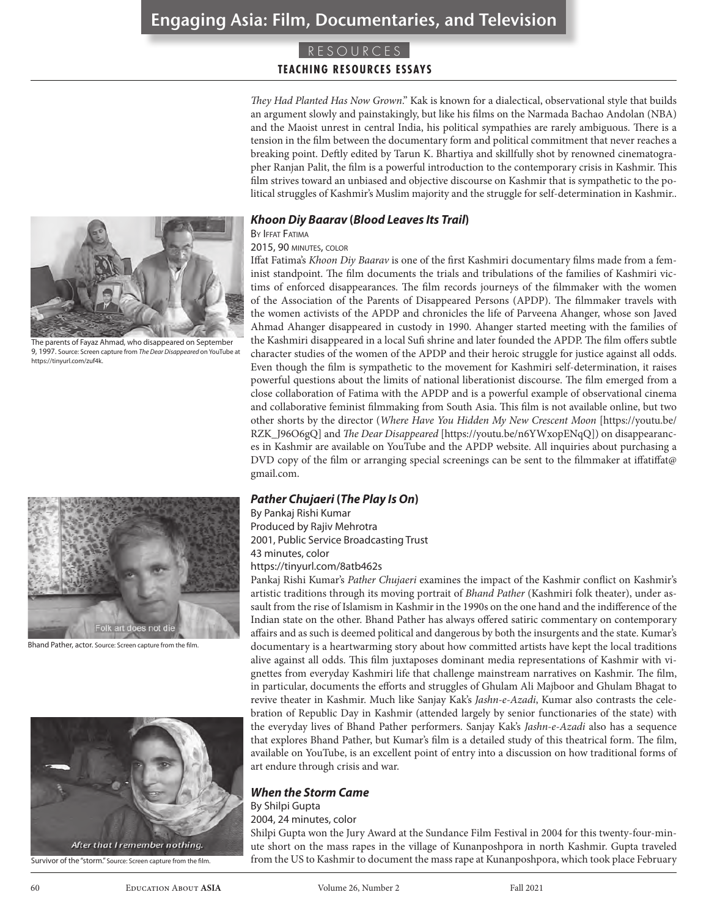*They Had Planted Has Now Grown*." Kak is known for a dialectical, observational style that builds an argument slowly and painstakingly, but like his films on the Narmada Bachao Andolan (NBA) and the Maoist unrest in central India, his political sympathies are rarely ambiguous. There is a tension in the film between the documentary form and political commitment that never reaches a breaking point. Deftly edited by Tarun K. Bhartiya and skillfully shot by renowned cinematographer Ranjan Palit, the film is a powerful introduction to the contemporary crisis in Kashmir. This film strives toward an unbiased and objective discourse on Kashmir that is sympathetic to the political struggles of Kashmir's Muslim majority and the struggle for self-determination in Kashmir..

The parents of Fayaz Ahmad, who disappeared on September 9, 1997. Source: Screen capture from *The Dear Disappeared* on YouTube at https://tinyurl.com/zuf4k.

### *Khoon Diy Baarav* (*Blood Leaves Its Trail*)

By Iffat Fatima
2015, 90 minutes, color

Iffat Fatima's *Khoon Diy Baarav* is one of the first Kashmiri documentary films made from a feminist standpoint. The film documents the trials and tribulations of the families of Kashmiri victims of enforced disappearances. The film records journeys of the filmmaker with the women of the Association of the Parents of Disappeared Persons (APDP). The filmmaker travels with the women activists of the APDP and chronicles the life of Parveena Ahanger, whose son Javed Ahmad Ahanger disappeared in custody in 1990. Ahanger started meeting with the families of the Kashmiri disappeared in a local Sufi shrine and later founded the APDP. The film offers subtle character studies of the women of the APDP and their heroic struggle for justice against all odds. Even though the film is sympathetic to the movement for Kashmiri self-determination, it raises powerful questions about the limits of national liberationist discourse. The film emerged from a close collaboration of Fatima with the APDP and is a powerful example of observational cinema and collaborative feminist filmmaking from South Asia. This film is not available online, but two other shorts by the director (*Where Have You Hidden My New Crescent Moon* [https://youtu.be/RZK_J96O6gQ] and *The Dear Disappeared* [https://youtu.be/n6YWxopENqQ]) on disappearances in Kashmir are available on YouTube and the APDP website. All inquiries about purchasing a DVD copy of the film or arranging special screenings can be sent to the filmmaker at iffatiffat@gmail.com.

Bhand Pather, actor. Source: Screen capture from the film.

### *Pather Chujaeri* (*The Play Is On*)

By Pankaj Rishi Kumar
Produced by Rajiv Mehrotra
2001, Public Service Broadcasting Trust
43 minutes, color
https://tinyurl.com/8atb462s

Pankaj Rishi Kumar's *Pather Chujaeri* examines the impact of the Kashmir conflict on Kashmir's artistic traditions through its moving portrait of *Bhand Pather* (Kashmiri folk theater), under assault from the rise of Islamism in Kashmir in the 1990s on the one hand and the indifference of the Indian state on the other. Bhand Pather has always offered satiric commentary on contemporary affairs and as such is deemed political and dangerous by both the insurgents and the state. Kumar's documentary is a heartwarming story about how committed artists have kept the local traditions alive against all odds. This film juxtaposes dominant media representations of Kashmir with vignettes from everyday Kashmiri life that challenge mainstream narratives on Kashmir. The film, in particular, documents the efforts and struggles of Ghulam Ali Majboor and Ghulam Bhagat to revive theater in Kashmir. Much like Sanjay Kak's *Jashn-e-Azadi*, Kumar also contrasts the celebration of Republic Day in Kashmir (attended largely by senior functionaries of the state) with the everyday lives of Bhand Pather performers. Sanjay Kak's *Jashn-e-Azadi* also has a sequence that explores Bhand Pather, but Kumar's film is a detailed study of this theatrical form. The film, available on YouTube, is an excellent point of entry into a discussion on how traditional forms of art endure through crisis and war.

Survivor of the "storm." Source: Screen capture from the film.

### *When the Storm Came*

By Shilpi Gupta
2004, 24 minutes, color

Shilpi Gupta won the Jury Award at the Sundance Film Festival in 2004 for this twenty-four-minute short on the mass rapes in the village of Kunanposhpora in north Kashmir. Gupta traveled from the US to Kashmir to document the mass rape at Kunanposhpora, which took place February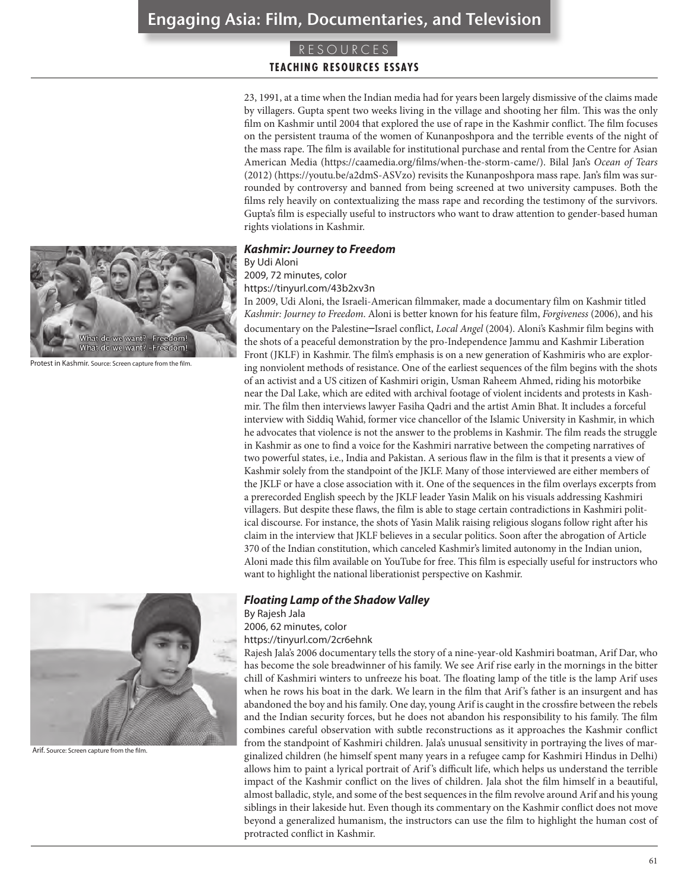23, 1991, at a time when the Indian media had for years been largely dismissive of the claims made by villagers. Gupta spent two weeks living in the village and shooting her film. This was the only film on Kashmir until 2004 that explored the use of rape in the Kashmir conflict. The film focuses on the persistent trauma of the women of Kunanposhpora and the terrible events of the night of the mass rape. The film is available for institutional purchase and rental from the Centre for Asian American Media (https://caamedia.org/films/when-the-storm-came/). Bilal Jan's *Ocean of Tears* (2012) (https://youtu.be/a2dmS-ASVzo) revisits the Kunanposhpora mass rape. Jan's film was surrounded by controversy and banned from being screened at two university campuses. Both the films rely heavily on contextualizing the mass rape and recording the testimony of the survivors. Gupta's film is especially useful to instructors who want to draw attention to gender-based human rights violations in Kashmir.

Protest in Kashmir. Source: Screen capture from the film.

### *Kashmir: Journey to Freedom*

By Udi Aloni
2009, 72 minutes, color
https://tinyurl.com/43b2xv3n

In 2009, Udi Aloni, the Israeli-American filmmaker, made a documentary film on Kashmir titled *Kashmir: Journey to Freedom*. Aloni is better known for his feature film, *Forgiveness* (2006), and his documentary on the Palestine–Israel conflict, *Local Angel* (2004). Aloni's Kashmir film begins with the shots of a peaceful demonstration by the pro-Independence Jammu and Kashmir Liberation Front (JKLF) in Kashmir. The film's emphasis is on a new generation of Kashmiris who are exploring nonviolent methods of resistance. One of the earliest sequences of the film begins with the shots of an activist and a US citizen of Kashmiri origin, Usman Raheem Ahmed, riding his motorbike near the Dal Lake, which are edited with archival footage of violent incidents and protests in Kashmir. The film then interviews lawyer Fasiha Qadri and the artist Amin Bhat. It includes a forceful interview with Siddiq Wahid, former vice chancellor of the Islamic University in Kashmir, in which he advocates that violence is not the answer to the problems in Kashmir. The film reads the struggle in Kashmir as one to find a voice for the Kashmiri narrative between the competing narratives of two powerful states, i.e., India and Pakistan. A serious flaw in the film is that it presents a view of Kashmir solely from the standpoint of the JKLF. Many of those interviewed are either members of the JKLF or have a close association with it. One of the sequences in the film overlays excerpts from a prerecorded English speech by the JKLF leader Yasin Malik on his visuals addressing Kashmiri villagers. But despite these flaws, the film is able to stage certain contradictions in Kashmiri political discourse. For instance, the shots of Yasin Malik raising religious slogans follow right after his claim in the interview that JKLF believes in a secular politics. Soon after the abrogation of Article 370 of the Indian constitution, which canceled Kashmir's limited autonomy in the Indian union, Aloni made this film available on YouTube for free. This film is especially useful for instructors who want to highlight the national liberationist perspective on Kashmir.

Arif. Source: Screen capture from the film.

### *Floating Lamp of the Shadow Valley*

By Rajesh Jala
2006, 62 minutes, color
https://tinyurl.com/2cr6ehnk

Rajesh Jala's 2006 documentary tells the story of a nine-year-old Kashmiri boatman, Arif Dar, who has become the sole breadwinner of his family. We see Arif rise early in the mornings in the bitter chill of Kashmiri winters to unfreeze his boat. The floating lamp of the title is the lamp Arif uses when he rows his boat in the dark. We learn in the film that Arif's father is an insurgent and has abandoned the boy and his family. One day, young Arif is caught in the crossfire between the rebels and the Indian security forces, but he does not abandon his responsibility to his family. The film combines careful observation with subtle reconstructions as it approaches the Kashmir conflict from the standpoint of Kashmiri children. Jala's unusual sensitivity in portraying the lives of marginalized children (he himself spent many years in a refugee camp for Kashmiri Hindus in Delhi) allows him to paint a lyrical portrait of Arif's difficult life, which helps us understand the terrible impact of the Kashmir conflict on the lives of children. Jala shot the film himself in a beautiful, almost balladic, style, and some of the best sequences in the film revolve around Arif and his young siblings in their lakeside hut. Even though its commentary on the Kashmir conflict does not move beyond a generalized humanism, the instructors can use the film to highlight the human cost of protracted conflict in Kashmir.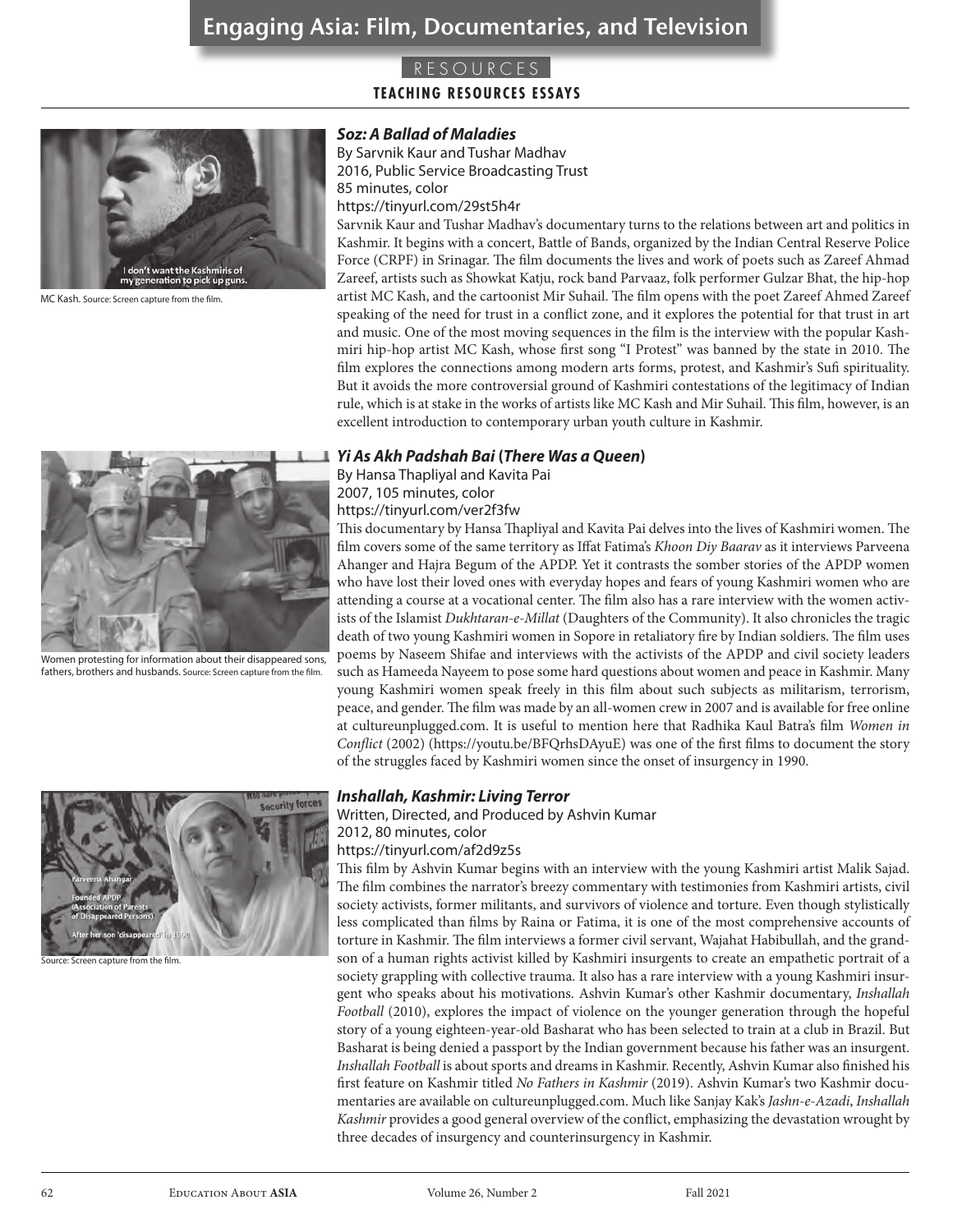## *Soz: A Ballad of Maladies*

By Sarvnik Kaur and Tushar Madhav
2016, Public Service Broadcasting Trust
85 minutes, color
https://tinyurl.com/29st5h4r

Sarvnik Kaur and Tushar Madhav's documentary turns to the relations between art and politics in Kashmir. It begins with a concert, Battle of Bands, organized by the Indian Central Reserve Police Force (CRPF) in Srinagar. The film documents the lives and work of poets such as Zareef Ahmad Zareef, artists such as Showkat Katju, rock band Parvaaz, folk performer Gulzar Bhat, the hip-hop artist MC Kash, and the cartoonist Mir Suhail. The film opens with the poet Zareef Ahmed Zareef speaking of the need for trust in a conflict zone, and it explores the potential for that trust in art and music. One of the most moving sequences in the film is the interview with the popular Kashmiri hip-hop artist MC Kash, whose first song "I Protest" was banned by the state in 2010. The film explores the connections among modern arts forms, protest, and Kashmir's Sufi spirituality. But it avoids the more controversial ground of Kashmiri contestations of the legitimacy of Indian rule, which is at stake in the works of artists like MC Kash and Mir Suhail. This film, however, is an excellent introduction to contemporary urban youth culture in Kashmir.

MC Kash. Source: Screen capture from the film.

## *Yi As Akh Padshah Bai* (*There Was a Queen*)

By Hansa Thapliyal and Kavita Pai
2007, 105 minutes, color
https://tinyurl.com/ver2f3fw

This documentary by Hansa Thapliyal and Kavita Pai delves into the lives of Kashmiri women. The film covers some of the same territory as Iffat Fatima's *Khoon Diy Baarav* as it interviews Parveena Ahanger and Hajra Begum of the APDP. Yet it contrasts the somber stories of the APDP women who have lost their loved ones with everyday hopes and fears of young Kashmiri women who are attending a course at a vocational center. The film also has a rare interview with the women activists of the Islamist *Dukhtaran-e-Millat* (Daughters of the Community). It also chronicles the tragic death of two young Kashmiri women in Sopore in retaliatory fire by Indian soldiers. The film uses poems by Naseem Shifae and interviews with the activists of the APDP and civil society leaders such as Hameeda Nayeem to pose some hard questions about women and peace in Kashmir. Many young Kashmiri women speak freely in this film about such subjects as militarism, terrorism, peace, and gender. The film was made by an all-women crew in 2007 and is available for free online at cultureunplugged.com. It is useful to mention here that Radhika Kaul Batra's film *Women in Conflict* (2002) (https://youtu.be/BFQrhsDAyuE) was one of the first films to document the story of the struggles faced by Kashmiri women since the onset of insurgency in 1990.

Women protesting for information about their disappeared sons, fathers, brothers and husbands. Source: Screen capture from the film.

## *Inshallah, Kashmir: Living Terror*

Written, Directed, and Produced by Ashvin Kumar
2012, 80 minutes, color
https://tinyurl.com/af2d9z5s

This film by Ashvin Kumar begins with an interview with the young Kashmiri artist Malik Sajad. The film combines the narrator's breezy commentary with testimonies from Kashmiri artists, civil society activists, former militants, and survivors of violence and torture. Even though stylistically less complicated than films by Raina or Fatima, it is one of the most comprehensive accounts of torture in Kashmir. The film interviews a former civil servant, Wajahat Habibullah, and the grandson of a human rights activist killed by Kashmiri insurgents to create an empathetic portrait of a society grappling with collective trauma. It also has a rare interview with a young Kashmiri insurgent who speaks about his motivations. Ashvin Kumar's other Kashmir documentary, *Inshallah Football* (2010), explores the impact of violence on the younger generation through the hopeful story of a young eighteen-year-old Basharat who has been selected to train at a club in Brazil. But Basharat is being denied a passport by the Indian government because his father was an insurgent. *Inshallah Football* is about sports and dreams in Kashmir. Recently, Ashvin Kumar also finished his first feature on Kashmir titled *No Fathers in Kashmir* (2019). Ashvin Kumar's two Kashmir documentaries are available on cultureunplugged.com. Much like Sanjay Kak's *Jashn-e-Azadi*, *Inshallah Kashmir* provides a good general overview of the conflict, emphasizing the devastation wrought by three decades of insurgency and counterinsurgency in Kashmir.

Source: Screen capture from the film.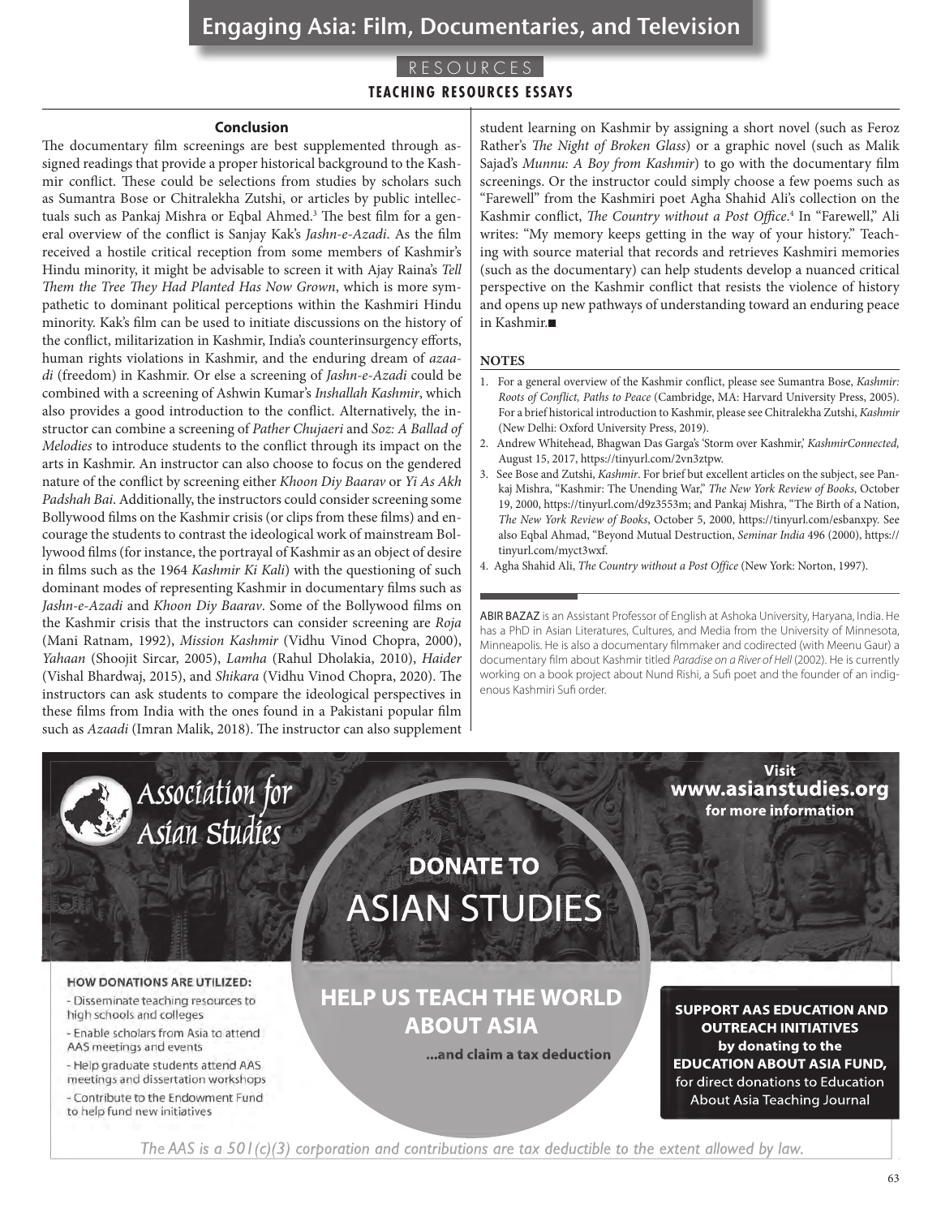## Conclusion

The documentary film screenings are best supplemented through assigned readings that provide a proper historical background to the Kashmir conflict. These could be selections from studies by scholars such as Sumantra Bose or Chitralekha Zutshi, or articles by public intellectuals such as Pankaj Mishra or Eqbal Ahmed.[3] The best film for a general overview of the conflict is Sanjay Kak's *Jashn-e-Azadi*. As the film received a hostile critical reception from some members of Kashmir's Hindu minority, it might be advisable to screen it with Ajay Raina's *Tell Them the Tree They Had Planted Has Now Grown*, which is more sympathetic to dominant political perceptions within the Kashmiri Hindu minority. Kak's film can be used to initiate discussions on the history of the conflict, militarization in Kashmir, India's counterinsurgency efforts, human rights violations in Kashmir, and the enduring dream of *azaadi* (freedom) in Kashmir. Or else a screening of *Jashn-e-Azadi* could be combined with a screening of Ashwin Kumar's *Inshallah Kashmir*, which also provides a good introduction to the conflict. Alternatively, the instructor can combine a screening of *Pather Chujaeri* and *Soz: A Ballad of Melodies* to introduce students to the conflict through its impact on the arts in Kashmir. An instructor can also choose to focus on the gendered nature of the conflict by screening either *Khoon Diy Baarav* or *Yi As Akh Padshah Bai*. Additionally, the instructors could consider screening some Bollywood films on the Kashmir crisis (or clips from these films) and encourage the students to contrast the ideological work of mainstream Bollywood films (for instance, the portrayal of Kashmir as an object of desire in films such as the 1964 *Kashmir Ki Kali*) with the questioning of such dominant modes of representing Kashmir in documentary films such as *Jashn-e-Azadi* and *Khoon Diy Baarav*. Some of the Bollywood films on the Kashmir crisis that the instructors can consider screening are *Roja* (Mani Ratnam, 1992), *Mission Kashmir* (Vidhu Vinod Chopra, 2000), *Yahaan* (Shoojit Sircar, 2005), *Lamha* (Rahul Dholakia, 2010), *Haider* (Vishal Bhardwaj, 2015), and *Shikara* (Vidhu Vinod Chopra, 2020). The instructors can ask students to compare the ideological perspectives in these films from India with the ones found in a Pakistani popular film such as *Azaadi* (Imran Malik, 2018). The instructor can also supplement student learning on Kashmir by assigning a short novel (such as Feroz Rather's *The Night of Broken Glass*) or a graphic novel (such as Malik Sajad's *Munnu: A Boy from Kashmir*) to go with the documentary film screenings. Or the instructor could simply choose a few poems such as "Farewell" from the Kashmiri poet Agha Shahid Ali's collection on the Kashmir conflict, *The Country without a Post Office*.[4] In "Farewell," Ali writes: "My memory keeps getting in the way of your history." Teaching with source material that records and retrieves Kashmiri memories (such as the documentary) can help students develop a nuanced critical perspective on the Kashmir conflict that resists the violence of history and opens up new pathways of understanding toward an enduring peace in Kashmir.■

## NOTES

1. For a general overview of the Kashmir conflict, please see Sumantra Bose, *Kashmir: Roots of Conflict, Paths to Peace* (Cambridge, MA: Harvard University Press, 2005). For a brief historical introduction to Kashmir, please see Chitralekha Zutshi, *Kashmir* (New Delhi: Oxford University Press, 2019).
2. Andrew Whitehead, Bhagwan Das Garga's 'Storm over Kashmir,' *KashmirConnected*, August 15, 2017, https://tinyurl.com/2vn3ztpw.
3. See Bose and Zutshi, *Kashmir*. For brief but excellent articles on the subject, see Pankaj Mishra, "Kashmir: The Unending War," *The New York Review of Books*, October 19, 2000, https://tinyurl.com/d9z3553m; and Pankaj Mishra, "The Birth of a Nation, *The New York Review of Books*, October 5, 2000, https://tinyurl.com/esbanxpy. See also Eqbal Ahmad, "Beyond Mutual Destruction, *Seminar India* 496 (2000), https://tinyurl.com/myct3wxf.
4. Agha Shahid Ali, *The Country without a Post Office* (New York: Norton, 1997).

ABIR BAZAZ is an Assistant Professor of English at Ashoka University, Haryana, India. He has a PhD in Asian Literatures, Cultures, and Media from the University of Minnesota, Minneapolis. He is also a documentary filmmaker and codirected (with Meenu Gaur) a documentary film about Kashmir titled *Paradise on a River of Hell* (2002). He is currently working on a book project about Nund Rishi, a Sufi poet and the founder of an indigenous Kashmiri Sufi order.

Association for Asian Studies

Visit **www.asianstudies.org** for more information

**DONATE TO ASIAN STUDIES**

**HOW DONATIONS ARE UTILIZED:**

- Disseminate teaching resources to high schools and colleges
- Enable scholars from Asia to attend AAS meetings and events
- Help graduate students attend AAS meetings and dissertation workshops
- Contribute to the Endowment Fund to help fund new initiatives

**HELP US TEACH THE WORLD ABOUT ASIA**

**...and claim a tax deduction**

**SUPPORT AAS EDUCATION AND OUTREACH INITIATIVES by donating to the EDUCATION ABOUT ASIA FUND,** for direct donations to Education About Asia Teaching Journal

*The AAS is a 501(c)(3) corporation and contributions are tax deductible to the extent allowed by law.*